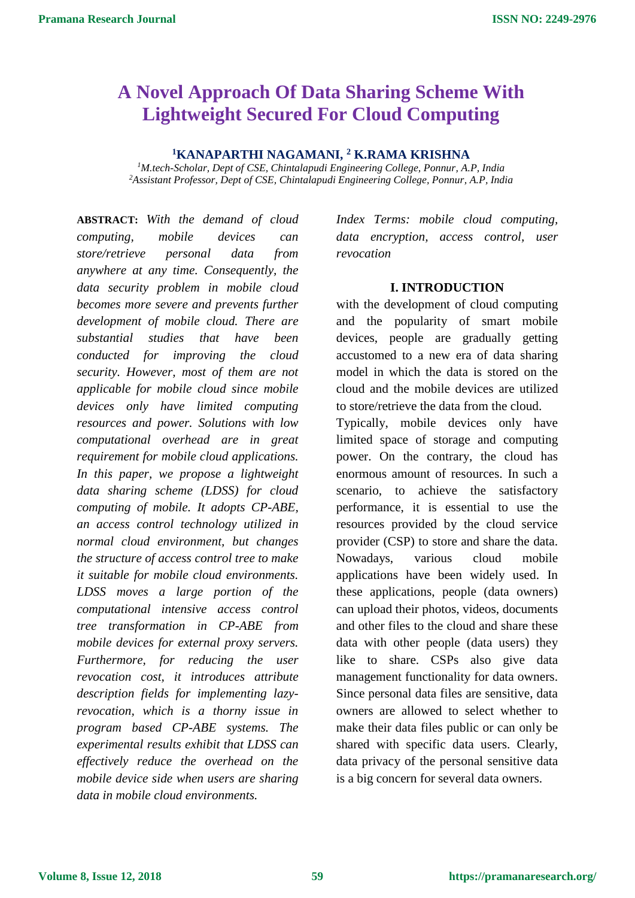# A Novel Approach Of Data Sharing Scheme With Lightweight Secured For Cloud Computing

**[1]KANAPARTHI NAGAMANI, [2] K.RAMA KRISHNA**

*[1]M.tech-Scholar, Dept of CSE, Chintalapudi Engineering College, Ponnur, A.P, India*
*[2]Assistant Professor, Dept of CSE, Chintalapudi Engineering College, Ponnur, A.P, India*

**ABSTRACT:** *With the demand of cloud computing, mobile devices can store/retrieve personal data from anywhere at any time. Consequently, the data security problem in mobile cloud becomes more severe and prevents further development of mobile cloud. There are substantial studies that have been conducted for improving the cloud security. However, most of them are not applicable for mobile cloud since mobile devices only have limited computing resources and power. Solutions with low computational overhead are in great requirement for mobile cloud applications. In this paper, we propose a lightweight data sharing scheme (LDSS) for cloud computing of mobile. It adopts CP-ABE, an access control technology utilized in normal cloud environment, but changes the structure of access control tree to make it suitable for mobile cloud environments. LDSS moves a large portion of the computational intensive access control tree transformation in CP-ABE from mobile devices for external proxy servers. Furthermore, for reducing the user revocation cost, it introduces attribute description fields for implementing lazy-revocation, which is a thorny issue in program based CP-ABE systems. The experimental results exhibit that LDSS can effectively reduce the overhead on the mobile device side when users are sharing data in mobile cloud environments.*

*Index Terms: mobile cloud computing, data encryption, access control, user revocation*

## I. INTRODUCTION

with the development of cloud computing and the popularity of smart mobile devices, people are gradually getting accustomed to a new era of data sharing model in which the data is stored on the cloud and the mobile devices are utilized to store/retrieve the data from the cloud.

Typically, mobile devices only have limited space of storage and computing power. On the contrary, the cloud has enormous amount of resources. In such a scenario, to achieve the satisfactory performance, it is essential to use the resources provided by the cloud service provider (CSP) to store and share the data. Nowadays, various cloud mobile applications have been widely used. In these applications, people (data owners) can upload their photos, videos, documents and other files to the cloud and share these data with other people (data users) they like to share. CSPs also give data management functionality for data owners. Since personal data files are sensitive, data owners are allowed to select whether to make their data files public or can only be shared with specific data users. Clearly, data privacy of the personal sensitive data is a big concern for several data owners.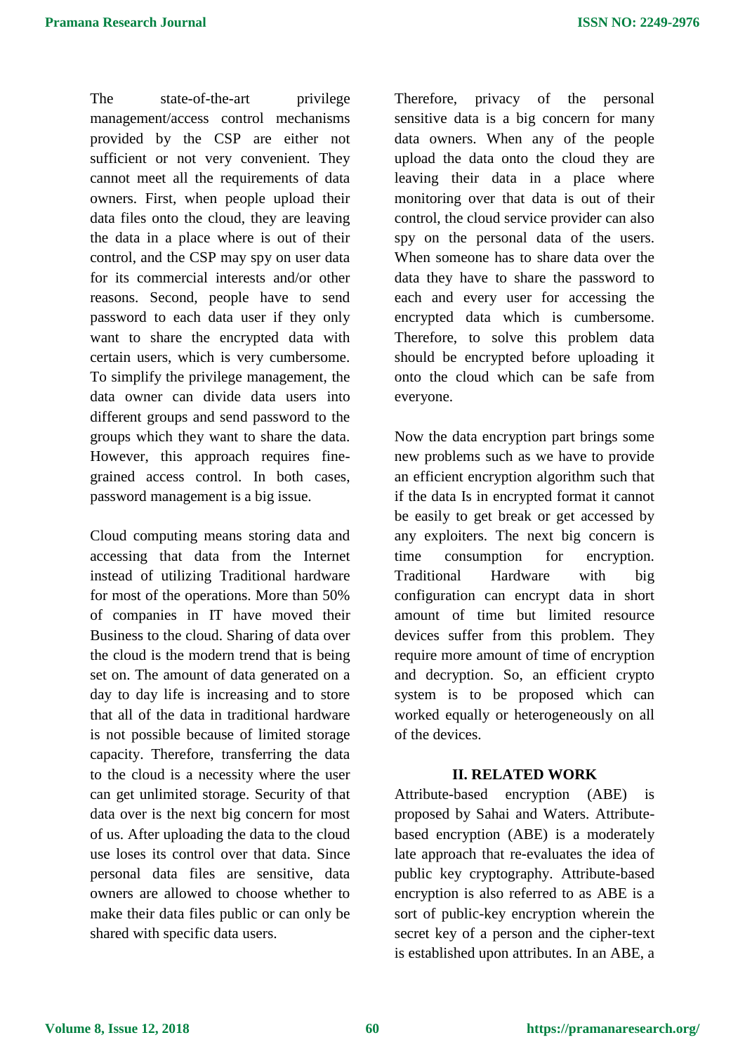The state-of-the-art privilege management/access control mechanisms provided by the CSP are either not sufficient or not very convenient. They cannot meet all the requirements of data owners. First, when people upload their data files onto the cloud, they are leaving the data in a place where is out of their control, and the CSP may spy on user data for its commercial interests and/or other reasons. Second, people have to send password to each data user if they only want to share the encrypted data with certain users, which is very cumbersome. To simplify the privilege management, the data owner can divide data users into different groups and send password to the groups which they want to share the data. However, this approach requires fine-grained access control. In both cases, password management is a big issue.

Cloud computing means storing data and accessing that data from the Internet instead of utilizing Traditional hardware for most of the operations. More than 50% of companies in IT have moved their Business to the cloud. Sharing of data over the cloud is the modern trend that is being set on. The amount of data generated on a day to day life is increasing and to store that all of the data in traditional hardware is not possible because of limited storage capacity. Therefore, transferring the data to the cloud is a necessity where the user can get unlimited storage. Security of that data over is the next big concern for most of us. After uploading the data to the cloud use loses its control over that data. Since personal data files are sensitive, data owners are allowed to choose whether to make their data files public or can only be shared with specific data users. Therefore, privacy of the personal sensitive data is a big concern for many data owners. When any of the people upload the data onto the cloud they are leaving their data in a place where monitoring over that data is out of their control, the cloud service provider can also spy on the personal data of the users. When someone has to share data over the data they have to share the password to each and every user for accessing the encrypted data which is cumbersome. Therefore, to solve this problem data should be encrypted before uploading it onto the cloud which can be safe from everyone.

Now the data encryption part brings some new problems such as we have to provide an efficient encryption algorithm such that if the data Is in encrypted format it cannot be easily to get break or get accessed by any exploiters. The next big concern is time consumption for encryption. Traditional Hardware with big configuration can encrypt data in short amount of time but limited resource devices suffer from this problem. They require more amount of time of encryption and decryption. So, an efficient crypto system is to be proposed which can worked equally or heterogeneously on all of the devices.

## II. RELATED WORK

Attribute-based encryption (ABE) is proposed by Sahai and Waters. Attribute-based encryption (ABE) is a moderately late approach that re-evaluates the idea of public key cryptography. Attribute-based encryption is also referred to as ABE is a sort of public-key encryption wherein the secret key of a person and the cipher-text is established upon attributes. In an ABE, a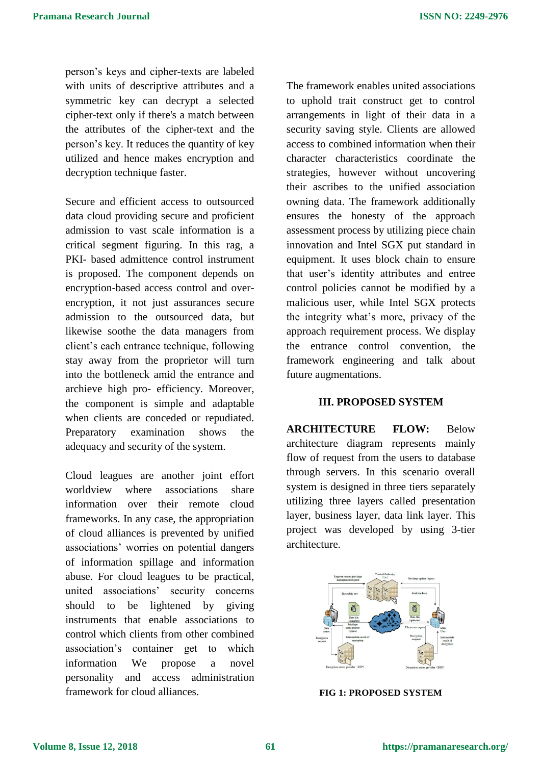person's keys and cipher-texts are labeled with units of descriptive attributes and a symmetric key can decrypt a selected cipher-text only if there's a match between the attributes of the cipher-text and the person's key. It reduces the quantity of key utilized and hence makes encryption and decryption technique faster.

Secure and efficient access to outsourced data cloud providing secure and proficient admission to vast scale information is a critical segment figuring. In this rag, a PKI- based admittence control instrument is proposed. The component depends on encryption-based access control and over-encryption, it not just assurances secure admission to the outsourced data, but likewise soothe the data managers from client's each entrance technique, following stay away from the proprietor will turn into the bottleneck amid the entrance and archieve high pro- efficiency. Moreover, the component is simple and adaptable when clients are conceded or repudiated. Preparatory examination shows the adequacy and security of the system.

Cloud leagues are another joint effort worldview where associations share information over their remote cloud frameworks. In any case, the appropriation of cloud alliances is prevented by unified associations' worries on potential dangers of information spillage and information abuse. For cloud leagues to be practical, united associations' security concerns should to be lightened by giving instruments that enable associations to control which clients from other combined association's container get to which information We propose a novel personality and access administration framework for cloud alliances.

The framework enables united associations to uphold trait construct get to control arrangements in light of their data in a security saving style. Clients are allowed access to combined information when their character characteristics coordinate the strategies, however without uncovering their ascribes to the unified association owning data. The framework additionally ensures the honesty of the approach assessment process by utilizing piece chain innovation and Intel SGX put standard in equipment. It uses block chain to ensure that user's identity attributes and entree control policies cannot be modified by a malicious user, while Intel SGX protects the integrity what's more, privacy of the approach requirement process. We display the entrance control convention, the framework engineering and talk about future augmentations.

## III. PROPOSED SYSTEM

**ARCHITECTURE FLOW:** Below architecture diagram represents mainly flow of request from the users to database through servers. In this scenario overall system is designed in three tiers separately utilizing three layers called presentation layer, business layer, data link layer. This project was developed by using 3-tier architecture.

**FIG 1: PROPOSED SYSTEM**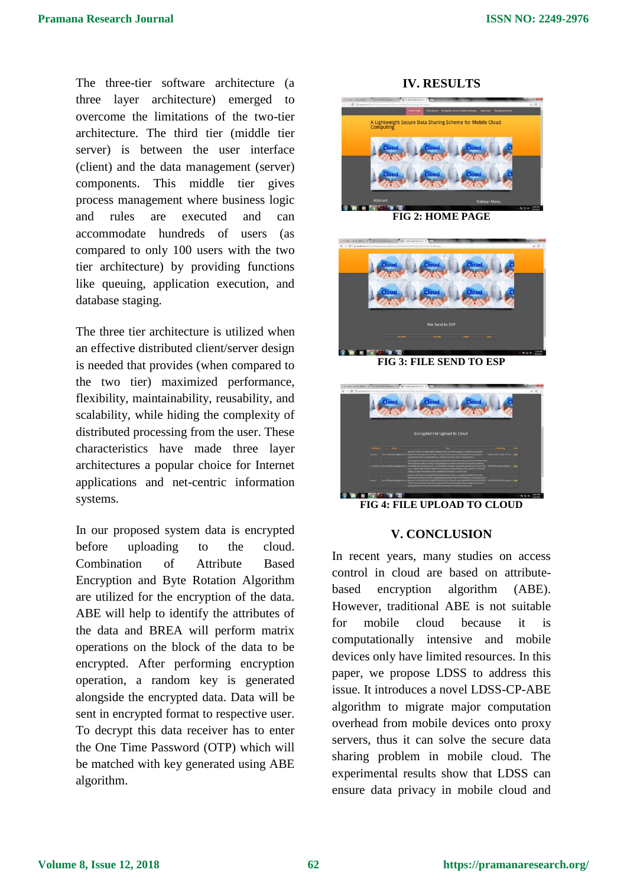The three-tier software architecture (a three layer architecture) emerged to overcome the limitations of the two-tier architecture. The third tier (middle tier server) is between the user interface (client) and the data management (server) components. This middle tier gives process management where business logic and rules are executed and can accommodate hundreds of users (as compared to only 100 users with the two tier architecture) by providing functions like queuing, application execution, and database staging.

The three tier architecture is utilized when an effective distributed client/server design is needed that provides (when compared to the two tier) maximized performance, flexibility, maintainability, reusability, and scalability, while hiding the complexity of distributed processing from the user. These characteristics have made three layer architectures a popular choice for Internet applications and net-centric information systems.

In our proposed system data is encrypted before uploading to the cloud. Combination of Attribute Based Encryption and Byte Rotation Algorithm are utilized for the encryption of the data. ABE will help to identify the attributes of the data and BREA will perform matrix operations on the block of the data to be encrypted. After performing encryption operation, a random key is generated alongside the encrypted data. Data will be sent in encrypted format to respective user. To decrypt this data receiver has to enter the One Time Password (OTP) which will be matched with key generated using ABE algorithm.

## IV. RESULTS

**FIG 2: HOME PAGE**

**FIG 3: FILE SEND TO ESP**

**FIG 4: FILE UPLOAD TO CLOUD**

## V. CONCLUSION

In recent years, many studies on access control in cloud are based on attribute-based encryption algorithm (ABE). However, traditional ABE is not suitable for mobile cloud because it is computationally intensive and mobile devices only have limited resources. In this paper, we propose LDSS to address this issue. It introduces a novel LDSS-CP-ABE algorithm to migrate major computation overhead from mobile devices onto proxy servers, thus it can solve the secure data sharing problem in mobile cloud. The experimental results show that LDSS can ensure data privacy in mobile cloud and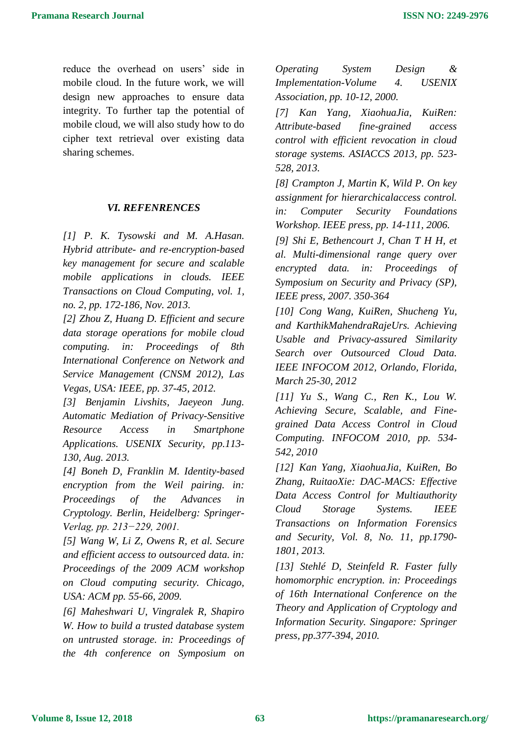reduce the overhead on users' side in mobile cloud. In the future work, we will design new approaches to ensure data integrity. To further tap the potential of mobile cloud, we will also study how to do cipher text retrieval over existing data sharing schemes.

## *VI. REFENRENCES*

*[1] P. K. Tysowski and M. A.Hasan. Hybrid attribute- and re-encryption-based key management for secure and scalable mobile applications in clouds. IEEE Transactions on Cloud Computing, vol. 1, no. 2, pp. 172-186, Nov. 2013.*

*[2] Zhou Z, Huang D. Efficient and secure data storage operations for mobile cloud computing. in: Proceedings of 8th International Conference on Network and Service Management (CNSM 2012), Las Vegas, USA: IEEE, pp. 37-45, 2012.*

*[3] Benjamin Livshits, Jaeyeon Jung. Automatic Mediation of Privacy-Sensitive Resource Access in Smartphone Applications. USENIX Security, pp.113-130, Aug. 2013.*

*[4] Boneh D, Franklin M. Identity-based encryption from the Weil pairing. in: Proceedings of the Advances in Cryptology. Berlin, Heidelberg: Springer-Verlag, pp. 213−229, 2001.*

*[5] Wang W, Li Z, Owens R, et al. Secure and efficient access to outsourced data. in: Proceedings of the 2009 ACM workshop on Cloud computing security. Chicago, USA: ACM pp. 55-66, 2009.*

*[6] Maheshwari U, Vingralek R, Shapiro W. How to build a trusted database system on untrusted storage. in: Proceedings of the 4th conference on Symposium on Operating System Design & Implementation-Volume 4. USENIX Association, pp. 10-12, 2000.*

*[7] Kan Yang, XiaohuaJia, KuiRen: Attribute-based fine-grained access control with efficient revocation in cloud storage systems. ASIACCS 2013, pp. 523-528, 2013.*

*[8] Crampton J, Martin K, Wild P. On key assignment for hierarchicalaccess control. in: Computer Security Foundations Workshop. IEEE press, pp. 14-111, 2006.*

*[9] Shi E, Bethencourt J, Chan T H H, et al. Multi-dimensional range query over encrypted data. in: Proceedings of Symposium on Security and Privacy (SP), IEEE press, 2007. 350-364*

*[10] Cong Wang, KuiRen, Shucheng Yu, and KarthikMahendraRajeUrs. Achieving Usable and Privacy-assured Similarity Search over Outsourced Cloud Data. IEEE INFOCOM 2012, Orlando, Florida, March 25-30, 2012*

*[11] Yu S., Wang C., Ren K., Lou W. Achieving Secure, Scalable, and Fine-grained Data Access Control in Cloud Computing. INFOCOM 2010, pp. 534-542, 2010*

*[12] Kan Yang, XiaohuaJia, KuiRen, Bo Zhang, RuitaoXie: DAC-MACS: Effective Data Access Control for Multiauthority Cloud Storage Systems. IEEE Transactions on Information Forensics and Security, Vol. 8, No. 11, pp.1790-1801, 2013.*

*[13] Stehlé D, Steinfeld R. Faster fully homomorphic encryption. in: Proceedings of 16th International Conference on the Theory and Application of Cryptology and Information Security. Singapore: Springer press, pp.377-394, 2010.*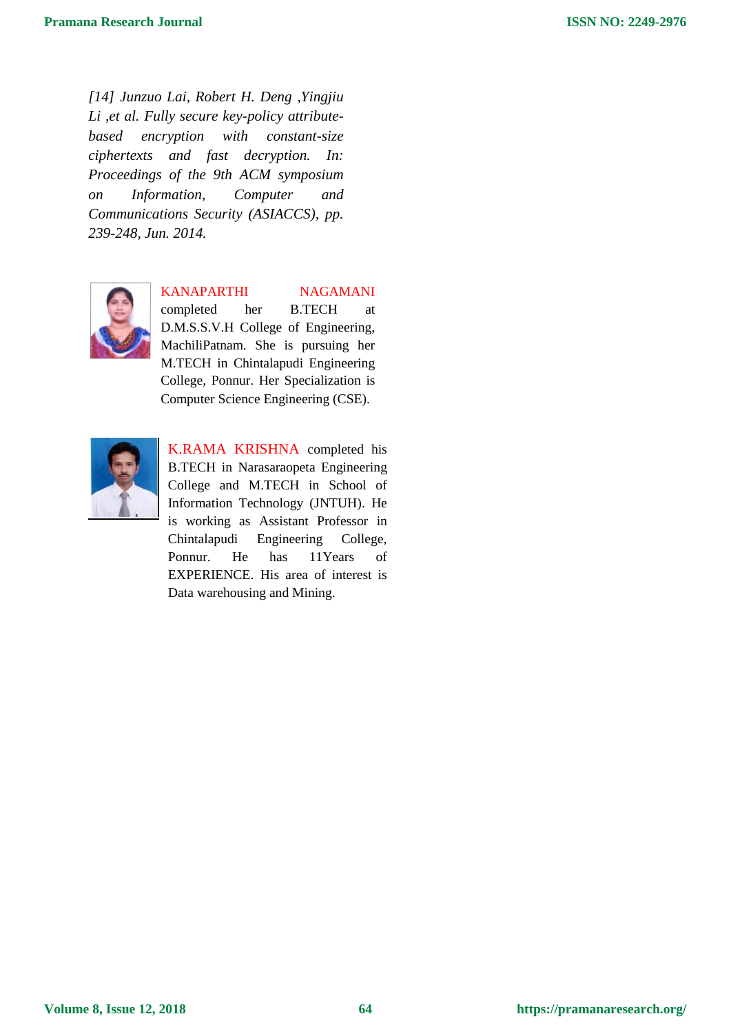*[14] Junzuo Lai, Robert H. Deng ,Yingjiu Li ,et al. Fully secure key-policy attribute-based encryption with constant-size ciphertexts and fast decryption. In: Proceedings of the 9th ACM symposium on Information, Computer and Communications Security (ASIACCS), pp. 239-248, Jun. 2014.*

KANAPARTHI NAGAMANI completed her B.TECH at D.M.S.S.V.H College of Engineering, MachiliPatnam. She is pursuing her M.TECH in Chintalapudi Engineering College, Ponnur. Her Specialization is Computer Science Engineering (CSE).

K.RAMA KRISHNA completed his B.TECH in Narasaraopeta Engineering College and M.TECH in School of Information Technology (JNTUH). He is working as Assistant Professor in Chintalapudi Engineering College, Ponnur. He has 11Years of EXPERIENCE. His area of interest is Data warehousing and Mining.